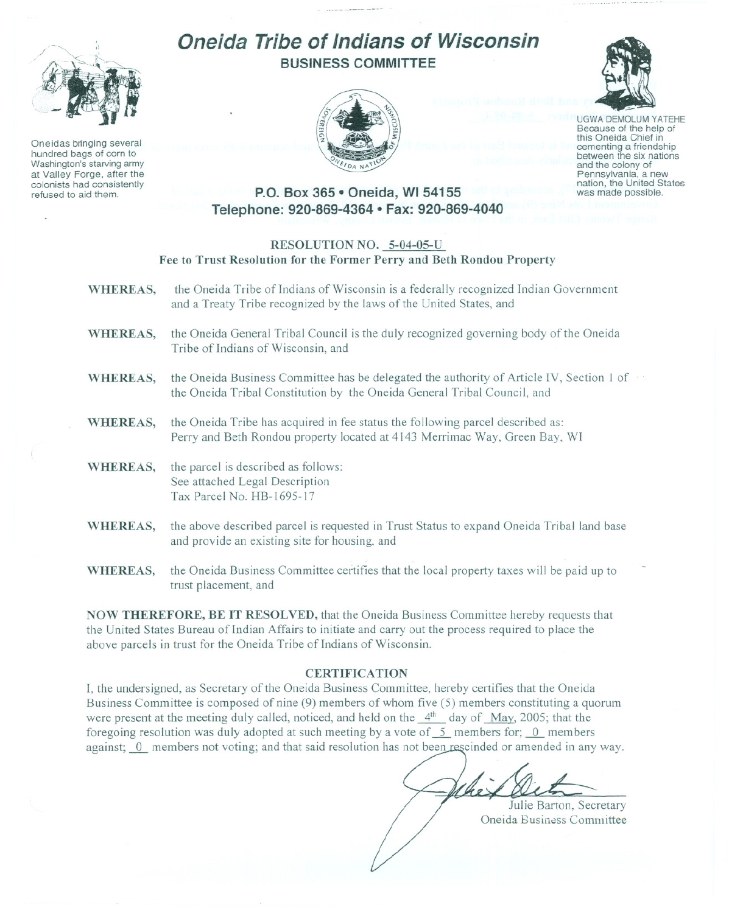# Oneida Tribe of Indians of Wisconsin

## BUSINESS COMMITTEE

Oneidas bringing several hundred bags of corn to Washington's starving army at Valley Forge, after the colonists had consistently refused to aid them.

UGWA DEMOLUM YATEHE
Because of the help of this Oneida Chief in cementing a friendship between the six nations and the colony of Pennsylvania, a new nation, the United States was made possible.

**P.O. Box 365 • Oneida, WI 54155**
**Telephone: 920-869-4364 • Fax: 920-869-4040**

### RESOLUTION NO. 5-04-05-U
### Fee to Trust Resolution for the Former Perry and Beth Rondou Property

**WHEREAS,** the Oneida Tribe of Indians of Wisconsin is a federally recognized Indian Government and a Treaty Tribe recognized by the laws of the United States, and

**WHEREAS,** the Oneida General Tribal Council is the duly recognized governing body of the Oneida Tribe of Indians of Wisconsin, and

**WHEREAS,** the Oneida Business Committee has be delegated the authority of Article IV, Section 1 of the Oneida Tribal Constitution by the Oneida General Tribal Council, and

**WHEREAS,** the Oneida Tribe has acquired in fee status the following parcel described as: Perry and Beth Rondou property located at 4143 Merrimac Way, Green Bay, WI

**WHEREAS,** the parcel is described as follows:
See attached Legal Description
Tax Parcel No. HB-1695-17

**WHEREAS,** the above described parcel is requested in Trust Status to expand Oneida Tribal land base and provide an existing site for housing, and

**WHEREAS,** the Oneida Business Committee certifies that the local property taxes will be paid up to trust placement, and

**NOW THEREFORE, BE IT RESOLVED,** that the Oneida Business Committee hereby requests that the United States Bureau of Indian Affairs to initiate and carry out the process required to place the above parcels in trust for the Oneida Tribe of Indians of Wisconsin.

### CERTIFICATION

I, the undersigned, as Secretary of the Oneida Business Committee, hereby certifies that the Oneida Business Committee is composed of nine (9) members of whom five (5) members constituting a quorum were present at the meeting duly called, noticed, and held on the 4th day of May, 2005; that the foregoing resolution was duly adopted at such meeting by a vote of 5 members for; 0 members against; 0 members not voting; and that said resolution has not been rescinded or amended in any way.

Julie Barton, Secretary
Oneida Business Committee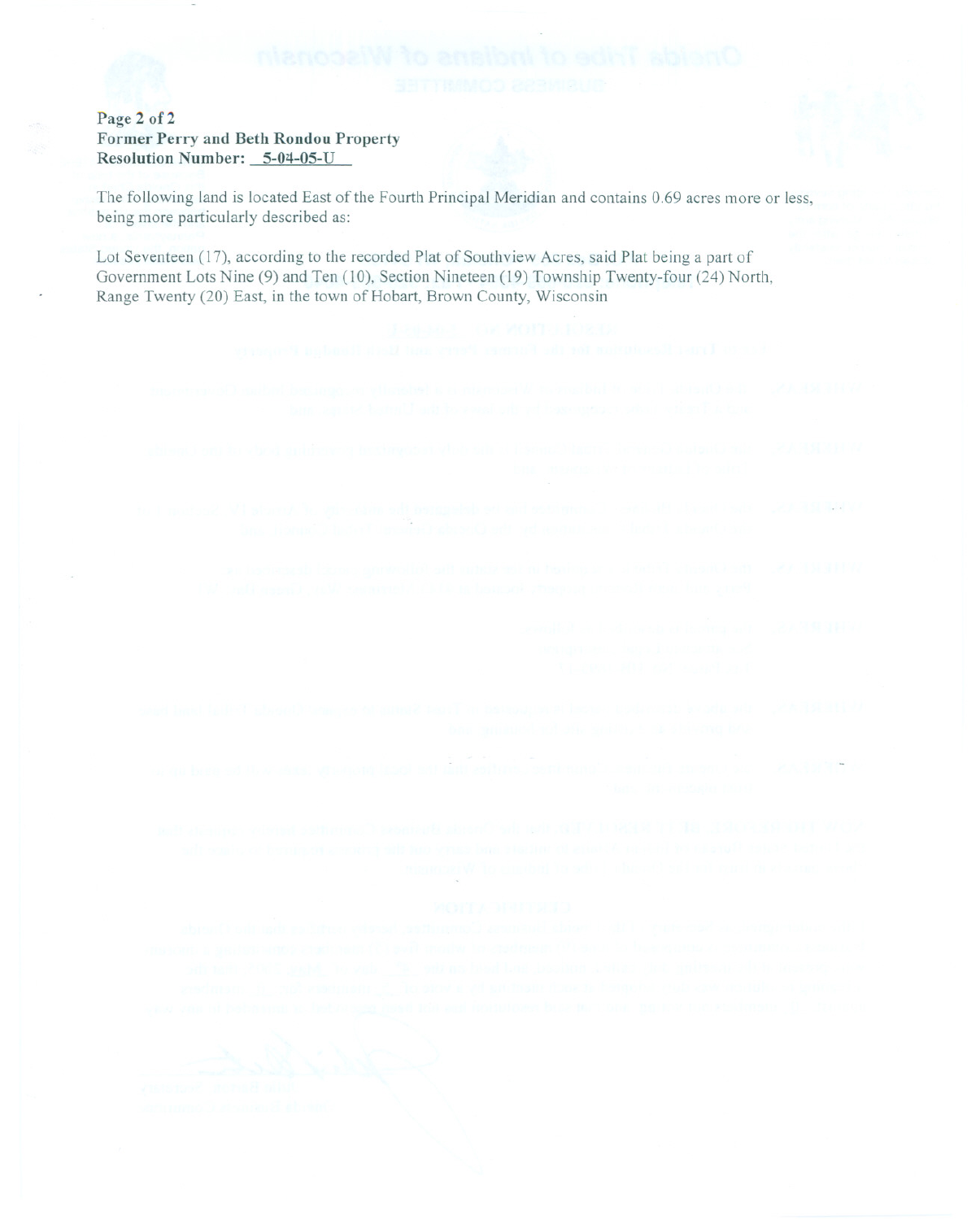**Former Perry and Beth Rondou Property**
**Resolution Number: 5-04-05-U**

The following land is located East of the Fourth Principal Meridian and contains 0.69 acres more or less, being more particularly described as:

Lot Seventeen (17), according to the recorded Plat of Southview Acres, said Plat being a part of Government Lots Nine (9) and Ten (10), Section Nineteen (19) Township Twenty-four (24) North, Range Twenty (20) East, in the town of Hobart, Brown County, Wisconsin